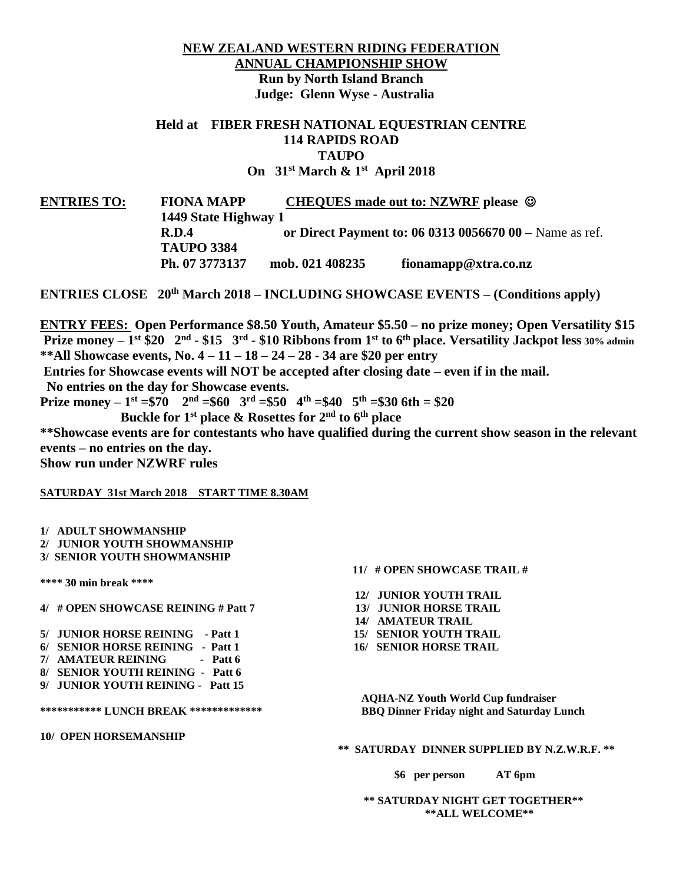# NEW ZEALAND WESTERN RIDING FEDERATION

## ANNUAL CHAMPIONSHIP SHOW

**Run by North Island Branch**

**Judge: Glenn Wyse - Australia**

**Held at FIBER FRESH NATIONAL EQUESTRIAN CENTRE**
**114 RAPIDS ROAD**
**TAUPO**
**On 31st March & 1st April 2018**

**ENTRIES TO:** **FIONA MAPP** **CHEQUES made out to: NZWRF please ☺**
**1449 State Highway 1**
**R.D.4** **or Direct Payment to: 06 0313 0056670 00 –** Name as ref.
**TAUPO 3384**
**Ph. 07 3773137 mob. 021 408235 fionamapp@xtra.co.nz**

**ENTRIES CLOSE 20th March 2018 – INCLUDING SHOWCASE EVENTS – (Conditions apply)**

**ENTRY FEES: Open Performance $8.50 Youth, Amateur $5.50 – no prize money; Open Versatility $15**
**Prize money – 1st $20 2nd - $15 3rd - $10 Ribbons from 1st to 6th place. Versatility Jackpot less 30% admin**
**\*\*All Showcase events, No. 4 – 11 – 18 – 24 – 28 - 34 are $20 per entry**
**Entries for Showcase events will NOT be accepted after closing date – even if in the mail.**
**No entries on the day for Showcase events.**
**Prize money – 1st =$70 2nd =$60 3rd =$50 4th =$40 5th =$30 6th = $20**
**Buckle for 1st place & Rosettes for 2nd to 6th place**
**\*\*Showcase events are for contestants who have qualified during the current show season in the relevant events – no entries on the day.**
**Show run under NZWRF rules**

**SATURDAY 31st March 2018 START TIME 8.30AM**

**1/ ADULT SHOWMANSHIP**
**2/ JUNIOR YOUTH SHOWMANSHIP**
**3/ SENIOR YOUTH SHOWMANSHIP**

**\*\*\*\* 30 min break \*\*\*\***

**4/ # OPEN SHOWCASE REINING # Patt 7**

**5/ JUNIOR HORSE REINING - Patt 1**
**6/ SENIOR HORSE REINING - Patt 1**
**7/ AMATEUR REINING - Patt 6**
**8/ SENIOR YOUTH REINING - Patt 6**
**9/ JUNIOR YOUTH REINING - Patt 15**

**\*\*\*\*\*\*\*\*\*\*\* LUNCH BREAK \*\*\*\*\*\*\*\*\*\*\*\*\***

**10/ OPEN HORSEMANSHIP**

**11/ # OPEN SHOWCASE TRAIL #**

**12/ JUNIOR YOUTH TRAIL**
**13/ JUNIOR HORSE TRAIL**
**14/ AMATEUR TRAIL**
**15/ SENIOR YOUTH TRAIL**
**16/ SENIOR HORSE TRAIL**

**AQHA-NZ Youth World Cup fundraiser**
**BBQ Dinner Friday night and Saturday Lunch**

**\*\* SATURDAY DINNER SUPPLIED BY N.Z.W.R.F. \*\***

**$6 per person AT 6pm**

**\*\* SATURDAY NIGHT GET TOGETHER\*\***
**\*\*ALL WELCOME\*\***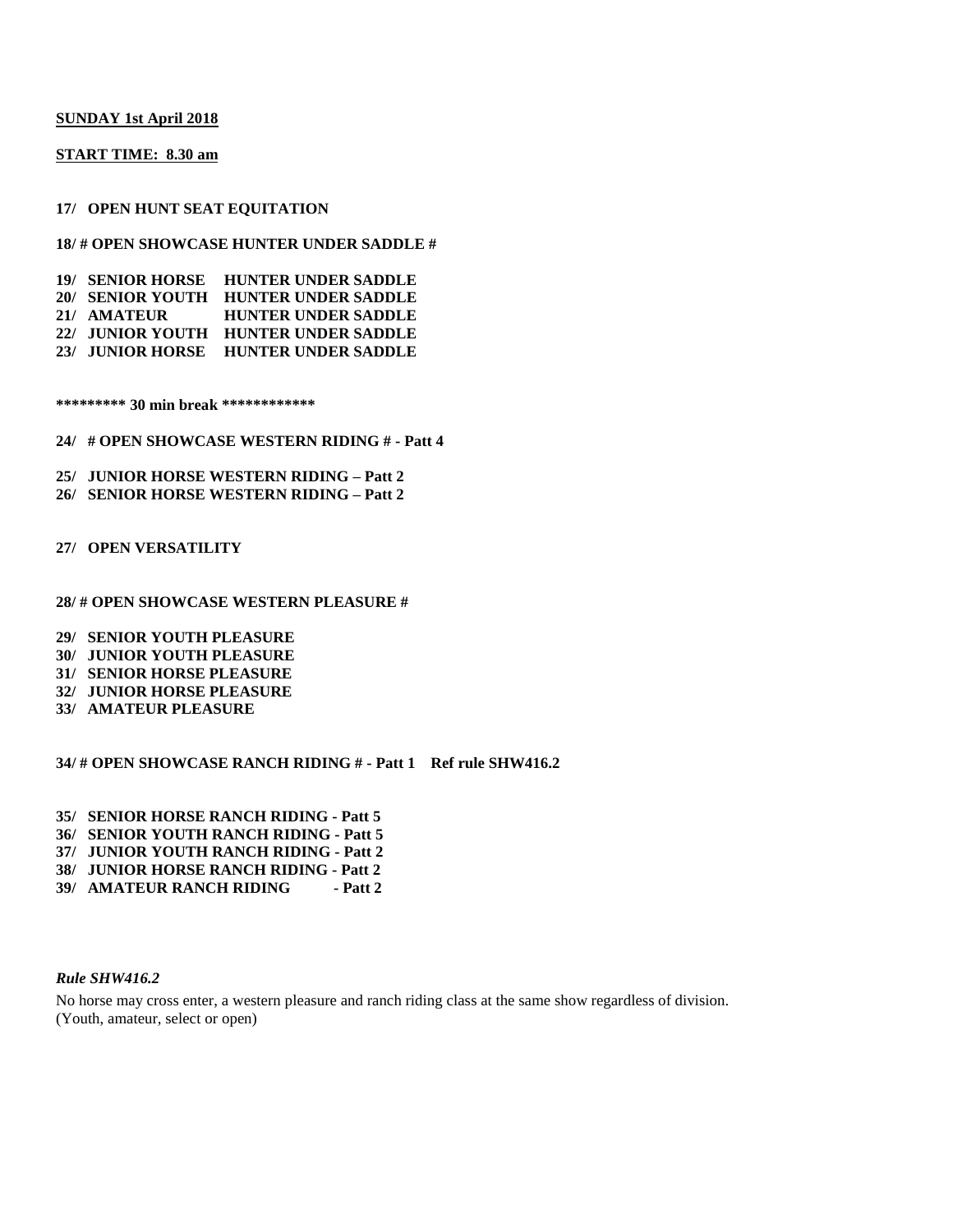**SUNDAY 1st April 2018**

**START TIME: 8.30 am**

**17/ OPEN HUNT SEAT EQUITATION**

**18/ # OPEN SHOWCASE HUNTER UNDER SADDLE #**

**19/ SENIOR HORSE HUNTER UNDER SADDLE**
**20/ SENIOR YOUTH HUNTER UNDER SADDLE**
**21/ AMATEUR HUNTER UNDER SADDLE**
**22/ JUNIOR YOUTH HUNTER UNDER SADDLE**
**23/ JUNIOR HORSE HUNTER UNDER SADDLE**

**********\* 30 min break ***************

**24/ # OPEN SHOWCASE WESTERN RIDING # - Patt 4**

**25/ JUNIOR HORSE WESTERN RIDING – Patt 2**
**26/ SENIOR HORSE WESTERN RIDING – Patt 2**

**27/ OPEN VERSATILITY**

**28/ # OPEN SHOWCASE WESTERN PLEASURE #**

**29/ SENIOR YOUTH PLEASURE**
**30/ JUNIOR YOUTH PLEASURE**
**31/ SENIOR HORSE PLEASURE**
**32/ JUNIOR HORSE PLEASURE**
**33/ AMATEUR PLEASURE**

**34/ # OPEN SHOWCASE RANCH RIDING # - Patt 1 Ref rule SHW416.2**

**35/ SENIOR HORSE RANCH RIDING - Patt 5**
**36/ SENIOR YOUTH RANCH RIDING - Patt 5**
**37/ JUNIOR YOUTH RANCH RIDING - Patt 2**
**38/ JUNIOR HORSE RANCH RIDING - Patt 2**
**39/ AMATEUR RANCH RIDING - Patt 2**

***Rule SHW416.2***

No horse may cross enter, a western pleasure and ranch riding class at the same show regardless of division. (Youth, amateur, select or open)